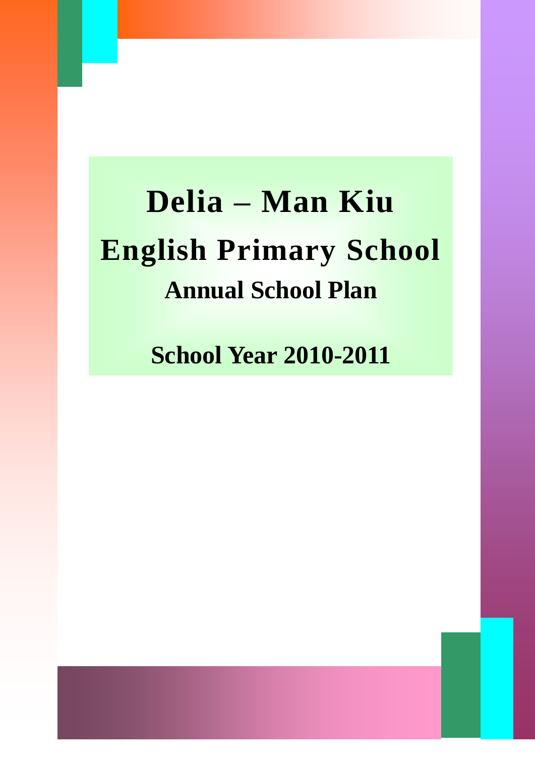# Delia – Man Kiu
# English Primary School
## Annual School Plan

## School Year 2010-2011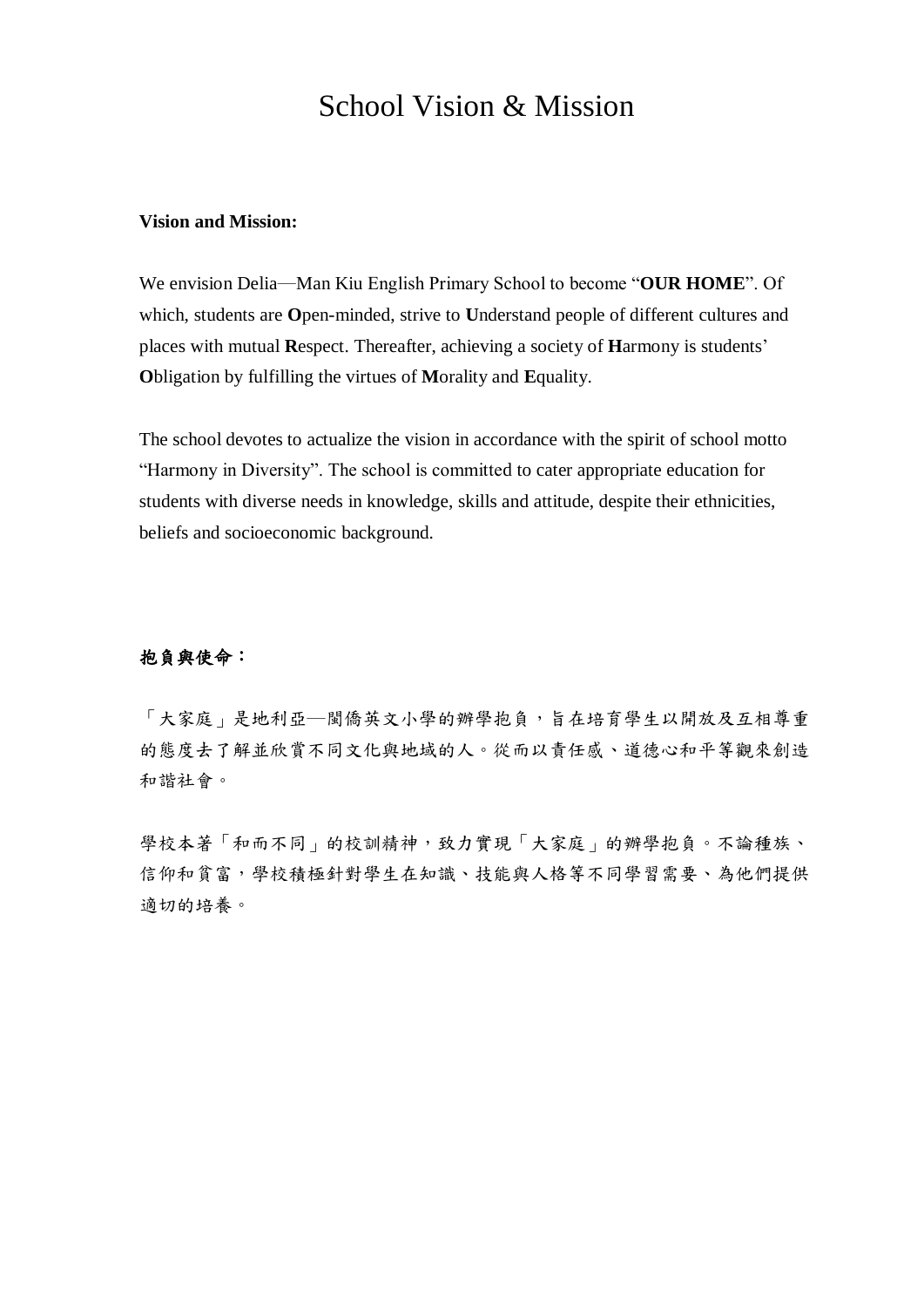# School Vision & Mission

**Vision and Mission:**

We envision Delia—Man Kiu English Primary School to become "**OUR HOME**". Of which, students are **O**pen-minded, strive to **U**nderstand people of different cultures and places with mutual **R**espect. Thereafter, achieving a society of **H**armony is students' **O**bligation by fulfilling the virtues of **M**orality and **E**quality.

The school devotes to actualize the vision in accordance with the spirit of school motto "Harmony in Diversity". The school is committed to cater appropriate education for students with diverse needs in knowledge, skills and attitude, despite their ethnicities, beliefs and socioeconomic background.

**抱負與使命：**

「大家庭」是地利亞—閩僑英文小學的辦學抱負，旨在培育學生以開放及互相尊重的態度去了解並欣賞不同文化與地域的人。從而以責任感、道德心和平等觀來創造和諧社會。

學校本著「和而不同」的校訓精神，致力實現「大家庭」的辦學抱負。不論種族、信仰和貧富，學校積極針對學生在知識、技能與人格等不同學習需要、為他們提供適切的培養。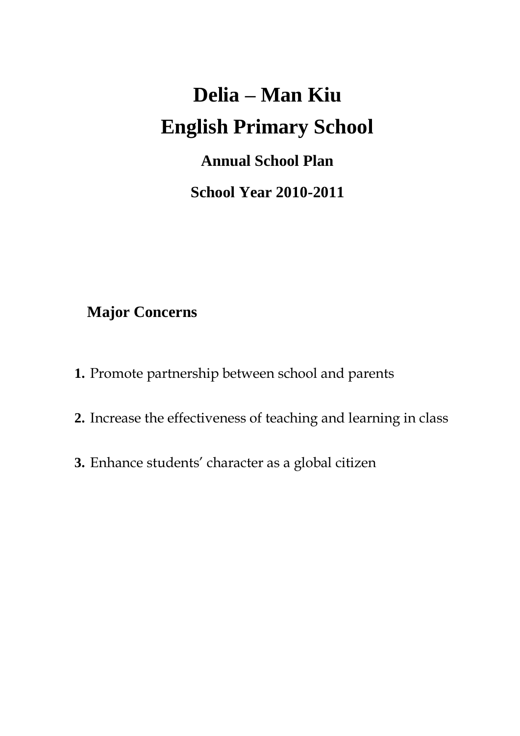# Delia – Man Kiu
# English Primary School

## Annual School Plan

## School Year 2010-2011

### Major Concerns

1. Promote partnership between school and parents
2. Increase the effectiveness of teaching and learning in class
3. Enhance students' character as a global citizen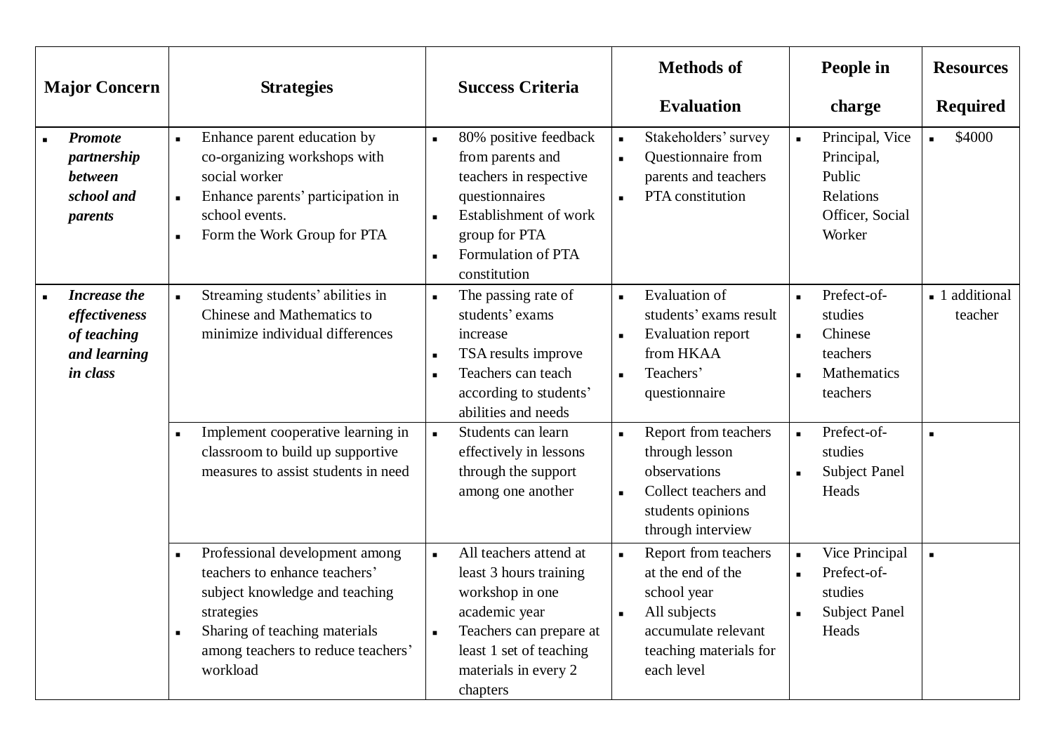| Major Concern | Strategies | Success Criteria | Methods of Evaluation | People in charge | Resources Required |
|---|---|---|---|---|---|
| ▪ ***Promote partnership between school and parents*** | ▪ Enhance parent education by co-organizing workshops with social worker<br>▪ Enhance parents' participation in school events.<br>▪ Form the Work Group for PTA | ▪ 80% positive feedback from parents and teachers in respective questionnaires<br>▪ Establishment of work group for PTA<br>▪ Formulation of PTA constitution | ▪ Stakeholders' survey<br>▪ Questionnaire from parents and teachers<br>▪ PTA constitution | ▪ Principal, Vice Principal, Public Relations Officer, Social Worker | ▪ $4000 |
| ▪ ***Increase the effectiveness of teaching and learning in class*** | ▪ Streaming students' abilities in Chinese and Mathematics to minimize individual differences | ▪ The passing rate of students' exams increase<br>▪ TSA results improve<br>▪ Teachers can teach according to students' abilities and needs | ▪ Evaluation of students' exams result<br>▪ Evaluation report from HKAA<br>▪ Teachers' questionnaire | ▪ Prefect-of-studies<br>▪ Chinese teachers<br>▪ Mathematics teachers | ▪ 1 additional teacher |
| | ▪ Implement cooperative learning in classroom to build up supportive measures to assist students in need | ▪ Students can learn effectively in lessons through the support among one another | ▪ Report from teachers through lesson observations<br>▪ Collect teachers and students opinions through interview | ▪ Prefect-of-studies<br>▪ Subject Panel Heads | ▪ |
| | ▪ Professional development among teachers to enhance teachers' subject knowledge and teaching strategies<br>▪ Sharing of teaching materials among teachers to reduce teachers' workload | ▪ All teachers attend at least 3 hours training workshop in one academic year<br>▪ Teachers can prepare at least 1 set of teaching materials in every 2 chapters | ▪ Report from teachers at the end of the school year<br>▪ All subjects accumulate relevant teaching materials for each level | ▪ Vice Principal<br>▪ Prefect-of-studies<br>▪ Subject Panel Heads | ▪ |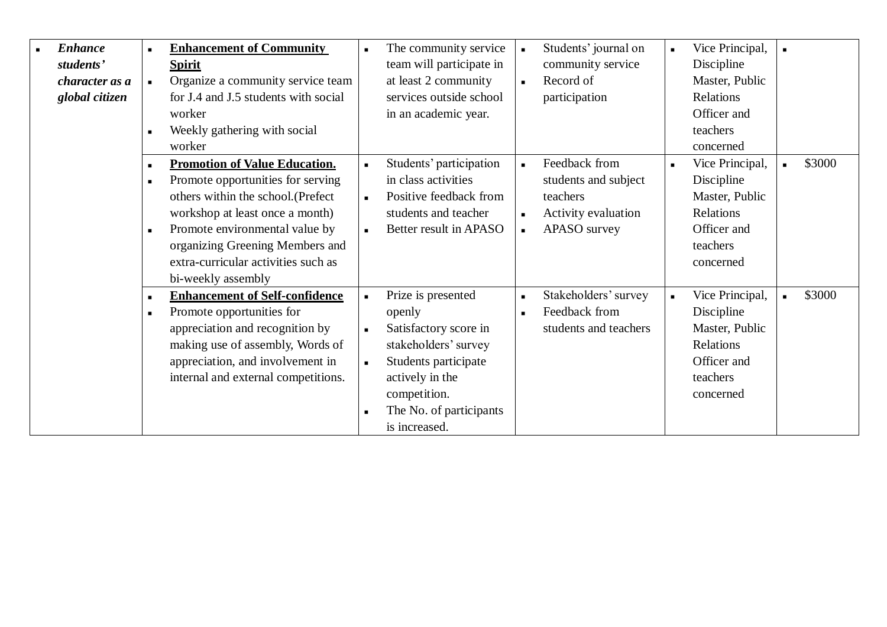| | | | | | |
|---|---|---|---|---|---|
| ▪ ***Enhance students' character as a global citizen*** | ▪ **<u>Enhancement of Community Spirit</u>**<br>▪ Organize a community service team for J.4 and J.5 students with social worker<br>▪ Weekly gathering with social worker | ▪ The community service team will participate in at least 2 community services outside school in an academic year. | ▪ Students' journal on community service<br>▪ Record of participation | ▪ Vice Principal, Discipline Master, Public Relations Officer and teachers concerned | ▪ |
| | ▪ **<u>Promotion of Value Education.</u>**<br>▪ Promote opportunities for serving others within the school.(Prefect workshop at least once a month)<br>▪ Promote environmental value by organizing Greening Members and extra-curricular activities such as bi-weekly assembly | ▪ Students' participation in class activities<br>▪ Positive feedback from students and teacher<br>▪ Better result in APASO | ▪ Feedback from students and subject teachers<br>▪ Activity evaluation<br>▪ APASO survey | ▪ Vice Principal, Discipline Master, Public Relations Officer and teachers concerned | ▪ $3000 |
| | ▪ **<u>Enhancement of Self-confidence</u>**<br>▪ Promote opportunities for appreciation and recognition by making use of assembly, Words of appreciation, and involvement in internal and external competitions. | ▪ Prize is presented openly<br>▪ Satisfactory score in stakeholders' survey<br>▪ Students participate actively in the competition.<br>▪ The No. of participants is increased. | ▪ Stakeholders' survey<br>▪ Feedback from students and teachers | ▪ Vice Principal, Discipline Master, Public Relations Officer and teachers concerned | ▪ $3000 |